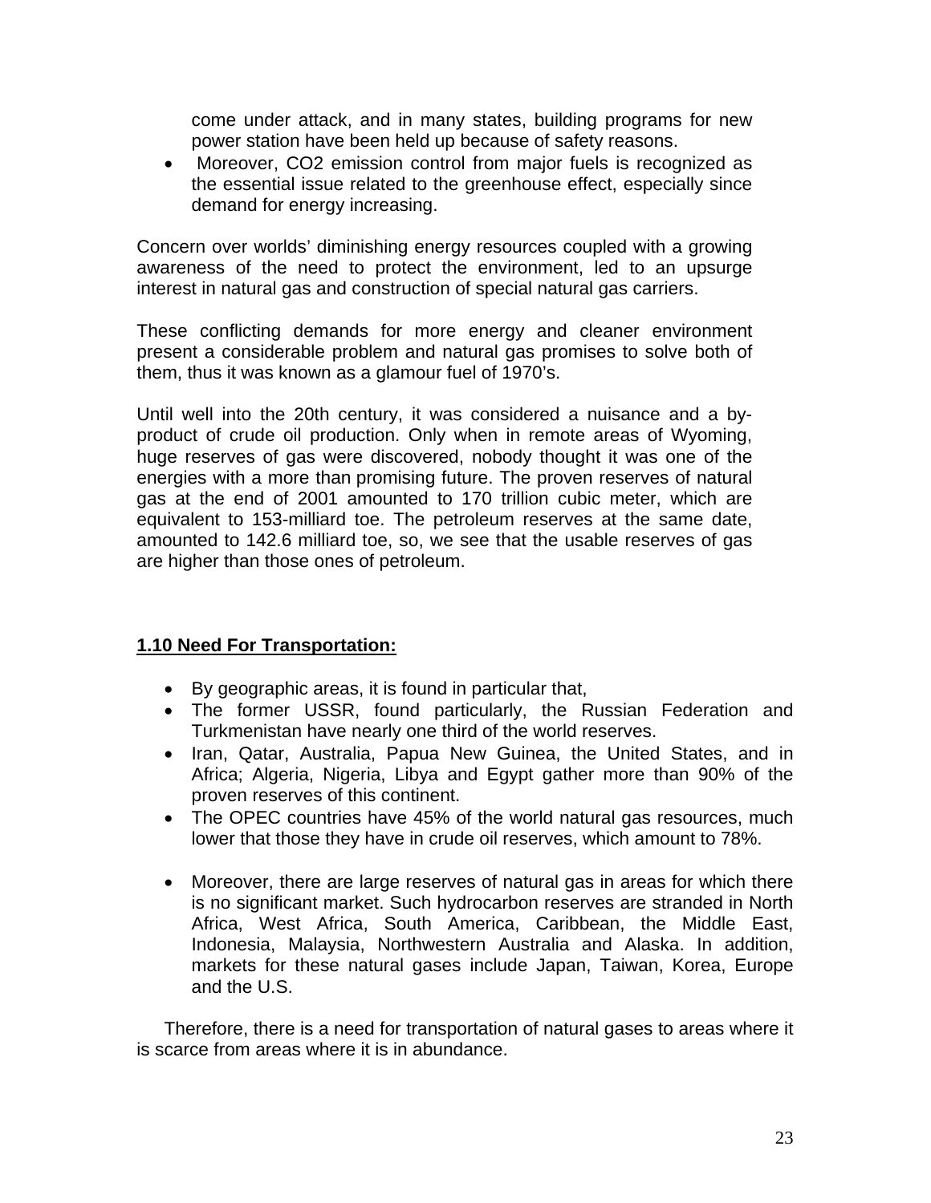come under attack, and in many states, building programs for new power station have been held up because of safety reasons.

- Moreover, $CO_2$ emission control from major fuels is recognized as the essential issue related to the greenhouse effect, especially since demand for energy increasing.

Concern over worlds' diminishing energy resources coupled with a growing awareness of the need to protect the environment, led to an upsurge interest in natural gas and construction of special natural gas carriers.

These conflicting demands for more energy and cleaner environment present a considerable problem and natural gas promises to solve both of them, thus it was known as a glamour fuel of 1970's.

Until well into the 20th century, it was considered a nuisance and a by-product of crude oil production. Only when in remote areas of Wyoming, huge reserves of gas were discovered, nobody thought it was one of the energies with a more than promising future. The proven reserves of natural gas at the end of 2001 amounted to 170 trillion cubic meter, which are equivalent to 153-milliard toe. The petroleum reserves at the same date, amounted to 142.6 milliard toe, so, we see that the usable reserves of gas are higher than those ones of petroleum.

## 1.10 Need For Transportation:

- By geographic areas, it is found in particular that,
- The former USSR, found particularly, the Russian Federation and Turkmenistan have nearly one third of the world reserves.
- Iran, Qatar, Australia, Papua New Guinea, the United States, and in Africa; Algeria, Nigeria, Libya and Egypt gather more than 90% of the proven reserves of this continent.
- The OPEC countries have 45% of the world natural gas resources, much lower that those they have in crude oil reserves, which amount to 78%.
- Moreover, there are large reserves of natural gas in areas for which there is no significant market. Such hydrocarbon reserves are stranded in North Africa, West Africa, South America, Caribbean, the Middle East, Indonesia, Malaysia, Northwestern Australia and Alaska. In addition, markets for these natural gases include Japan, Taiwan, Korea, Europe and the U.S.

Therefore, there is a need for transportation of natural gases to areas where it is scarce from areas where it is in abundance.